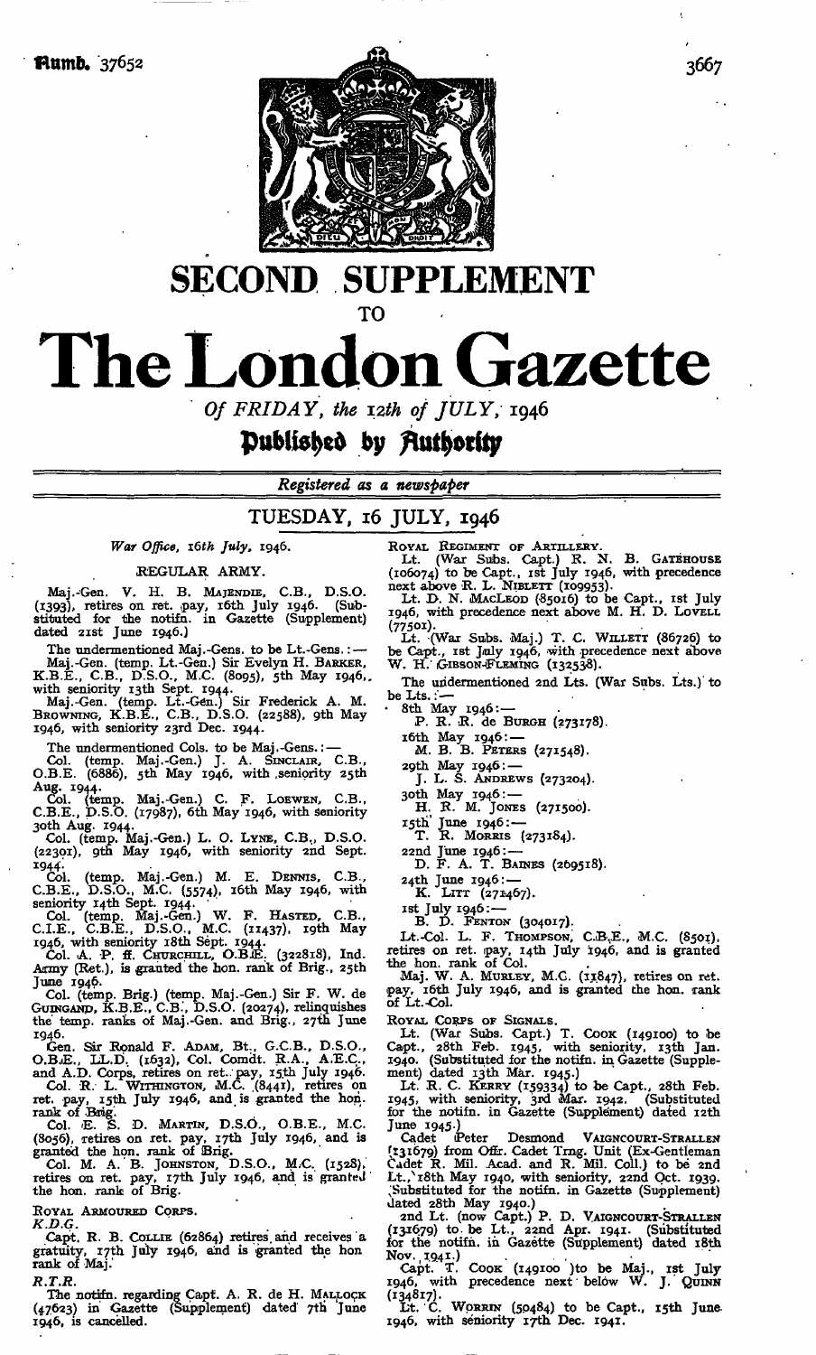Numb. 37652

# SECOND SUPPLEMENT

TO

# The London Gazette

*Of FRIDAY, the 12th of JULY, 1946*

**Published by Authority**

*Registered as a newspaper*

## TUESDAY, 16 JULY, 1946

*War Office, 16th July, 1946.*

REGULAR ARMY.

Maj.-Gen. V. H. B. MAJENDIE, C.B., D.S.O. (1393), retires on ret. pay, 16th July 1946. (Substituted for the notifn. in Gazette (Supplement) dated 21st June 1946.)

The undermentioned Maj.-Gens. to be Lt.-Gens.:—

Maj.-Gen. (temp. Lt.-Gen.) Sir Evelyn H. BARKER, K.B.E., C.B., D.S.O., M.C. (8095), 5th May 1946, with seniority 13th Sept. 1944.

Maj.-Gen. (temp. Lt.-Gen.) Sir Frederick A. M. BROWNING, K.B.E., C.B., D.S.O. (22588), 9th May 1946, with seniority 23rd Dec. 1944.

The undermentioned Cols. to be Maj.-Gens.:—

Col. (temp. Maj.-Gen.) J. A. SINCLAIR, C.B., O.B.E. (6886), 5th May 1946, with seniority 25th Aug. 1944.

Col. (temp. Maj.-Gen.) C. F. LOEWEN, C.B., C.B.E., D.S.O. (17987), 6th May 1946, with seniority 30th Aug. 1944.

Col. (temp. Maj.-Gen.) L. O. LYNE, C.B., D.S.O. (22301), 9th May 1946, with seniority 2nd Sept. 1944.

Col. (temp. Maj.-Gen.) M. E. DENNIS, C.B., C.B.E., D.S.O., M.C. (5574), 16th May 1946, with seniority 14th Sept. 1944.

Col. (temp. Maj.-Gen.) W. F. HASTED, C.B., C.I.E., C.B.E., D.S.O., M.C. (11437), 19th May 1946, with seniority 18th Sept. 1944.

Col. A. P. ff. CHURCHILL, O.B.E. (322818), Ind. Army (Ret.), is granted the hon. rank of Brig., 25th June 1946.

Col. (temp. Brig.) (temp. Maj.-Gen.) Sir F. W. de GUINGAND, K.B.E., C.B., D.S.O. (20274), relinquishes the temp. ranks of Maj.-Gen. and Brig., 27th June 1946.

Gen. Sir Ronald F. ADAM, Bt., G.C.B., D.S.O., O.B.E., LL.D. (1632), Col. Comdt. R.A., A.E.C., and A.D. Corps, retires on ret. pay, 15th July 1946.

Col. R. L. WITHINGTON, M.C. (8441), retires on ret. pay, 15th July 1946, and is granted the hon. rank of Brig.

Col. E. S. D. MARTIN, D.S.O., O.B.E., M.C. (8056), retires on ret. pay, 17th July 1946, and is granted the hon. rank of Brig.

Col. M. A. B. JOHNSTON, D.S.O., M.C. (1528), retires on ret. pay, 17th July 1946, and is granted the hon. rank of Brig.

ROYAL ARMOURED CORPS.

*K.D.G.*

Capt. R. B. COLLIE (62864) retires and receives a gratuity, 17th July 1946, and is granted the hon rank of Maj.

*R.T.R.*

The notifn. regarding Capt. A. R. de H. MALLOCK (47623) in Gazette (Supplement) dated 7th June 1946, is cancelled.

ROYAL REGIMENT OF ARTILLERY.

Lt. (War Subs. Capt.) R. N. B. GATEHOUSE (106074) to be Capt., 1st July 1946, with precedence next above R. L. NIBLETT (109953).

Lt. D. N. MACLEOD (85016) to be Capt., 1st July 1946, with precedence next above M. H. D. LOVELL (77501).

Lt. (War Subs. Maj.) T. C. WILLETT (86726) to be Capt., 1st July 1946, with precedence next above W. H. GIBSON-FLEMING (132538).

The undermentioned 2nd Lts. (War Subs. Lts.) to be Lts.:—

8th May 1946:—
P. R. R. de BURGH (273178).

16th May 1946:—
M. B. B. PETERS (271548).

29th May 1946:—
J. L. S. ANDREWS (273204).

30th May 1946:—
H. R. M. JONES (271500).

15th June 1946:—
T. R. MORRIS (273184).

22nd June 1946:—
D. F. A. T. BAINES (269518).

24th June 1946:—
K. LITT (271467).

1st July 1946:—
B. D. FENTON (304017).

Lt.-Col. L. F. THOMPSON, C.B.E., M.C. (8501), retires on ret. pay, 14th July 1946, and is granted the hon. rank of Col.

Maj. W. A. MURLEY, M.C. (11847), retires on ret. pay, 16th July 1946, and is granted the hon. rank of Lt.-Col.

ROYAL CORPS OF SIGNALS.

Lt. (War Subs. Capt.) T. COOK (149100) to be Capt., 28th Feb. 1945, with seniority, 13th Jan. 1940. (Substituted for the notifn. in Gazette (Supplement) dated 13th Mar. 1945.)

Lt. R. C. KERRY (159334) to be Capt., 28th Feb. 1945, with seniority, 3rd Mar. 1942. (Substituted for the notifn. in Gazette (Supplement) dated 12th June 1945.)

Cadet Peter Desmond VAIGNCOURT-STRALLEN (131679) from Offr. Cadet Trng. Unit (Ex-Gentleman Cadet R. Mil. Acad. and R. Mil. Coll.) to be 2nd Lt., 18th May 1940, with seniority, 22nd Oct. 1939. (Substituted for the notifn. in Gazette (Supplement) dated 28th May 1940.)

2nd Lt. (now Capt.) P. D. VAIGNCOURT-STRALLEN (131679) to be Lt., 22nd Apr. 1941. (Substituted for the notifn. in Gazette (Supplement) dated 18th Nov. 1941.)

Capt. T. COOK (149100) to be Maj., 1st July 1946, with precedence next below W. J. QUINN (134817).

Lt. C. WORRIN (50484) to be Capt., 15th June 1946, with seniority 17th Dec. 1941.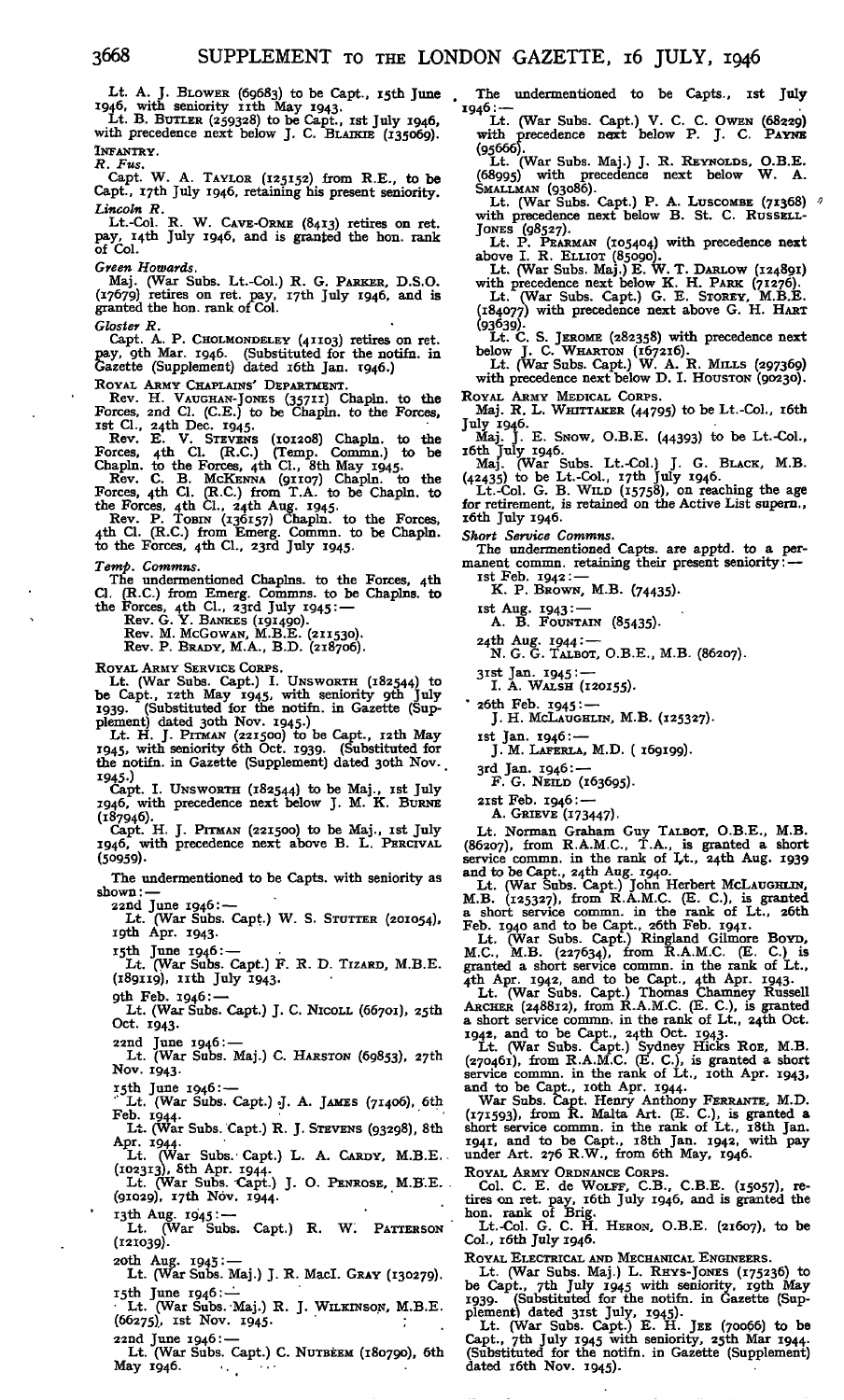Lt. A. J. BLOWER (69683) to be Capt., 15th June 1946, with seniority 11th May 1943.

Lt. B. BUTLER (259328) to be Capt., 1st July 1946, with precedence next below J. C. BLAIKIE (135069).

INFANTRY.

*R. Fus.*

Capt. W. A. TAYLOR (125152) from R.E., to be Capt., 17th July 1946, retaining his present seniority.

*Lincoln R.*

Lt.-Col. R. W. CAVE-ORME (8413) retires on ret. pay, 14th July 1946, and is granted the hon. rank of Col.

*Green Howards.*

Maj. (War Subs. Lt.-Col.) R. G. PARKER, D.S.O. (17679) retires on ret. pay, 17th July 1946, and is granted the hon. rank of Col.

*Gloster R.*

Capt. A. P. CHOLMONDELEY (41103) retires on ret. pay, 9th Mar. 1946. (Substituted for the notifn. in Gazette (Supplement) dated 16th Jan. 1946.)

ROYAL ARMY CHAPLAINS' DEPARTMENT.

Rev. H. VAUGHAN-JONES (35711) Chapln. to the Forces, 2nd Cl. (C.E.) to be Chapln. to the Forces, 1st Cl., 24th Dec. 1945.

Rev. E. V. STEVENS (101208) Chapln. to the Forces, 4th Cl. (R.C.) (Temp. Commn.) to be Chapln. to the Forces, 4th Cl., 8th May 1945.

Rev. C. B. McKENNA (91107) Chapln. to the Forces, 4th Cl. (R.C.) from T.A. to be Chapln. to the Forces, 4th Cl., 24th Aug. 1945.

Rev. P. TOBIN (136157) Chapln. to the Forces, 4th Cl. (R.C.) from Emerg. Commn. to be Chapln. to the Forces, 4th Cl., 23rd July 1945.

*Temp. Commns.*

The undermentioned Chaplns. to the Forces, 4th Cl. (R.C.) from Emerg. Commns. to be Chaplns. to the Forces, 4th Cl., 23rd July 1945:—

Rev. G. Y. BANKES (191490).
Rev. M. McGOWAN, M.B.E. (211530).
Rev. P. BRADY, M.A., B.D. (218706).

ROYAL ARMY SERVICE CORPS.

Lt. (War Subs. Capt.) I. UNSWORTH (182544) to be Capt., 12th May 1945, with seniority 9th July 1939. (Substituted for the notifn. in Gazette (Supplement) dated 30th Nov. 1945.)

Lt. H. J. PITMAN (221500) to be Capt., 12th May 1945, with seniority 6th Oct. 1939. (Substituted for the notifn. in Gazette (Supplement) dated 30th Nov. 1945.)

Capt. I. UNSWORTH (182544) to be Maj., 1st July 1946, with precedence next below J. M. K. BURNE (187946).

Capt. H. J. PITMAN (221500) to be Maj., 1st July 1946, with precedence next above B. L. PERCIVAL (50959).

The undermentioned to be Capts. with seniority as shown:—

22nd June 1946:—
Lt. (War Subs. Capt.) W. S. STUTTER (201054), 19th Apr. 1943.

15th June 1946:—
Lt. (War Subs. Capt.) F. R. D. TIZARD, M.B.E. (189119), 11th July 1943.

9th Feb. 1946:—
Lt. (War Subs. Capt.) J. C. NICOLL (66701), 25th Oct. 1943.

22nd June 1946:—
Lt. (War Subs. Maj.) C. HARSTON (69853), 27th Nov. 1943.

15th June 1946:—
Lt. (War Subs. Capt.) J. A. JAMES (71406), 6th Feb. 1944.
Lt. (War Subs. Capt.) R. J. STEVENS (93298), 8th Apr. 1944.
Lt. (War Subs. Capt.) L. A. CARDY, M.B.E. (102313), 8th Apr. 1944.
Lt. (War Subs. Capt.) J. O. PENROSE, M.B.E. (91029), 17th Nov. 1944.

13th Aug. 1945:—
Lt. (War Subs. Capt.) R. W. PATTERSON (121039).

20th Aug. 1945:—
Lt. (War Subs. Maj.) J. R. MacI. GRAY (130279).

15th June 1946:—
Lt. (War Subs. Maj.) R. J. WILKINSON, M.B.E. (66275), 1st Nov. 1945.

22nd June 1946:—
Lt. (War Subs. Capt.) C. NUTBEEM (180790), 6th May 1946.

The undermentioned to be Capts., 1st July 1946:—

Lt. (War Subs. Capt.) V. C. C. OWEN (68229) with precedence next below P. J. C. PAYNE (95666).

Lt. (War Subs. Maj.) J. R. REYNOLDS, O.B.E. (68995) with precedence next below W. A. SMALLMAN (93086).

Lt. (War Subs. Capt.) P. A. LUSCOMBE (71368) with precedence next below B. St. C. RUSSELL-JONES (98527).

Lt. P. PEARMAN (105404) with precedence next above I. R. ELLIOT (85090).

Lt. (War Subs. Maj.) E. W. T. DARLOW (124891) with precedence next below K. H. PARK (71276).

Lt. (War Subs. Capt.) G. E. STOREY, M.B.E. (184077) with precedence next above G. H. HART (93639).

Lt. C. S. JEROME (282358) with precedence next below J. C. WHARTON (167216).

Lt. (War Subs. Capt.) W. A. R. MILLS (297369) with precedence next below D. I. HOUSTON (90230).

ROYAL ARMY MEDICAL CORPS.

Maj. R. L. WHITTAKER (44795) to be Lt.-Col., 16th July 1946.

Maj. J. E. SNOW, O.B.E. (44393) to be Lt.-Col., 16th July 1946.

Maj. (War Subs. Lt.-Col.) J. G. BLACK, M.B. (42435) to be Lt.-Col., 17th July 1946.

Lt.-Col. G. B. WILD (15758), on reaching the age for retirement, is retained on the Active List supern., 16th July 1946.

*Short Service Commns.*

The undermentioned Capts. are apptd. to a permanent commn. retaining their present seniority:—

1st Feb. 1942:—
K. P. BROWN, M.B. (74435).

1st Aug. 1943:—
A. B. FOUNTAIN (85435).

24th Aug. 1944:—
N. G. G. TALBOT, O.B.E., M.B. (86207).

31st Jan. 1945:—
I. A. WALSH (120155).

26th Feb. 1945:—
J. H. McLAUGHLIN, M.B. (125327).

1st Jan. 1946:—
J. M. LAFERLA, M.D. (169199).

3rd Jan. 1946:—
F. G. NEILD (163695).

21st Feb. 1946:—
A. GRIEVE (173447).

Lt. Norman Graham Guy TALBOT, O.B.E., M.B. (86207), from R.A.M.C., T.A., is granted a short service commn. in the rank of Lt., 24th Aug. 1939 and to be Capt., 24th Aug. 1940.

Lt. (War Subs. Capt.) John Herbert McLAUGHLIN, M.B. (125327), from R.A.M.C. (E. C.), is granted a short service commn. in the rank of Lt., 26th Feb. 1940 and to be Capt., 26th Feb. 1941.

Lt. (War Subs. Capt.) Ringland Gilmore BOYD, M.C., M.B. (227634), from R.A.M.C. (E. C.) is granted a short service commn. in the rank of Lt., 4th Apr. 1942, and to be Capt., 4th Apr. 1943.

Lt. (War Subs. Capt.) Thomas Chamney Russell ARCHER (248812), from R.A.M.C. (E. C.), is granted a short service commn. in the rank of Lt., 24th Oct. 1942, and to be Capt., 24th Oct. 1943.

Lt. (War Subs. Capt.) Sydney Hicks ROE, M.B. (270461), from R.A.M.C. (E. C.), is granted a short service commn. in the rank of Lt., 10th Apr. 1943, and to be Capt., 10th Apr. 1944.

War Subs. Capt. Henry Anthony FERRANTE, M.D. (171593), from R. Malta Art. (E. C.), is granted a short service commn. in the rank of Lt., 18th Jan. 1941, and to be Capt., 18th Jan. 1942, with pay under Art. 276 R.W., from 6th May, 1946.

ROYAL ARMY ORDNANCE CORPS.

Col. C. E. de WOLFF, C.B., C.B.E. (15057), retires on ret. pay, 16th July 1946, and is granted the hon. rank of Brig.

Lt.-Col. G. C. H. HERON, O.B.E. (21607), to be Col., 16th July 1946.

ROYAL ELECTRICAL AND MECHANICAL ENGINEERS.

Lt. (War Subs. Maj.) L. REYS-JONES (175236) to be Capt., 7th July 1945 with seniority, 19th May 1939. (Substituted for the notifn. in Gazette (Supplement) dated 31st July, 1945).

Lt. (War Subs. Capt.) E. H. JEE (70066) to be Capt., 7th July 1945 with seniority, 25th Mar 1944. (Substituted for the notifn. in Gazette (Supplement) dated 16th Nov. 1945).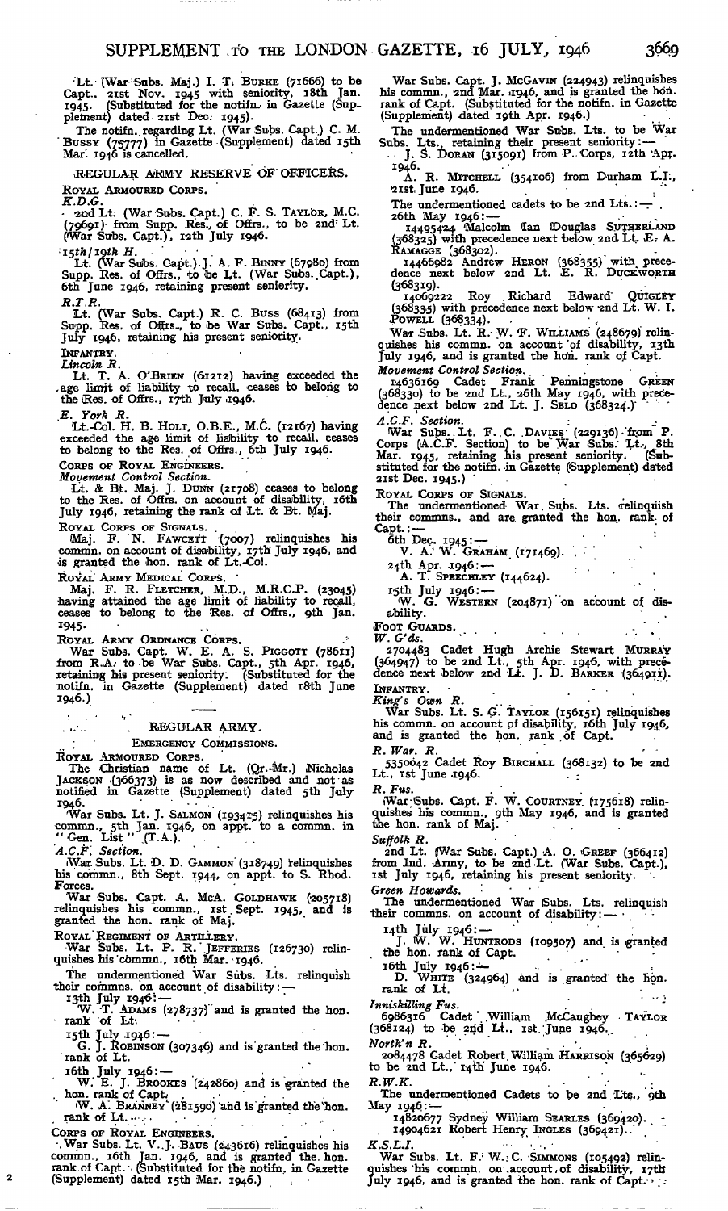Lt. (War Subs. Maj.) I. T. BURKE (71666) to be Capt., 21st Nov. 1945 with seniority, 18th Jan. 1945. (Substituted for the notifn. in Gazette (Supplement) dated 21st Dec. 1945).

The notifn. regarding Lt. (War Subs. Capt.) C. M. BUSSY (75777) in Gazette (Supplement) dated 15th Mar. 1946 is cancelled.

## REGULAR ARMY RESERVE OF OFFICERS.

ROYAL ARMOURED CORPS.

*K.D.G.*

2nd Lt. (War Subs. Capt.) C. F. S. TAYLOR, M.C. (79691) from Supp. Res. of Offrs., to be 2nd Lt. (War Subs. Capt.), 12th July 1946.

*15th/19th H.*

Lt. (War Subs. Capt.) J. A. F. BINNY (67980) from Supp. Res. of Offrs., to be Lt. (War Subs. Capt.), 6th June 1946, retaining present seniority.

*R.T.R.*

Lt. (War Subs. Capt.) R. C. BUSS (68413) from Supp. Res. of Offrs., to be War Subs. Capt., 15th July 1946, retaining his present seniority.

INFANTRY.

*Lincoln R.*

Lt. T. A. O'BRIEN (61212) having exceeded the age limit of liability to recall, ceases to belong to the Res. of Offrs., 17th July 1946.

*E. York R.*

Lt.-Col. H. B. HOLT, O.B.E., M.C. (12167) having exceeded the age limit of liability to recall, ceases to belong to the Res. of Offrs., 6th July 1946.

CORPS OF ROYAL ENGINEERS.

*Movement Control Section.*

Lt. & Bt. Maj. J. DUNN (21708) ceases to belong to the Res. of Offrs. on account of disability, 16th July 1946, retaining the rank of Lt. & Bt. Maj.

ROYAL CORPS OF SIGNALS.

Maj. F. N. FAWCETT (7007) relinquishes his commn. on account of disability, 17th July 1946, and is granted the hon. rank of Lt.-Col.

ROYAL ARMY MEDICAL CORPS.

Maj. F. R. FLETCHER, M.D., M.R.C.P. (23045) having attained the age limit of liability to recall, ceases to belong to the Res. of Offrs., 9th Jan. 1945.

ROYAL ARMY ORDNANCE CORPS.

War Subs. Capt. W. E. A. S. PIGGOTT (78611) from R.A. to be War Subs. Capt., 5th Apr. 1946, retaining his present seniority. (Substituted for the notifn. in Gazette (Supplement) dated 18th June 1946.)

## REGULAR ARMY.

### EMERGENCY COMMISSIONS.

ROYAL ARMOURED CORPS.

The Christian name of Lt. (Qr.-Mr.) Nicholas JACKSON (366373) is as now described and not as notified in Gazette (Supplement) dated 5th July 1946.

War Subs. Lt. J. SALMON (193415) relinquishes his commn., 5th Jan. 1946, on appt. to a commn. in "Gen. List" (T.A.).

*A.C.F. Section.*

War Subs. Lt. D. D. GAMMON (318749) relinquishes his commn., 8th Sept. 1944, on appt. to S. Rhod. Forces.

War Subs. Capt. A. McA. GOLDHAWK (205718) relinquishes his commn., 1st Sept. 1945, and is granted the hon. rank of Maj.

ROYAL REGIMENT OF ARTILLERY.

War Subs. Lt. P. R. JEFFERIES (126730) relinquishes his commn., 16th Mar. 1946.

The undermentioned War Subs. Lts. relinquish their commns. on account of disability:—

13th July 1946:—
W. T. ADAMS (278737) and is granted the hon. rank of Lt.

15th July 1946:—
G. J. ROBINSON (307346) and is granted the hon. rank of Lt.

16th July 1946:—
W. E. J. BROOKES (242860) and is granted the hon. rank of Capt.
W. A. BRANNEY (281590) and is granted the hon. rank of Lt.

CORPS OF ROYAL ENGINEERS.

War Subs. Lt. V. J. BAUS (243616) relinquishes his commn., 16th Jan. 1946, and is granted the hon. rank of Capt. (Substituted for the notifn. in Gazette (Supplement) dated 15th Mar. 1946.)

War Subs. Capt. J. McGAVIN (224943) relinquishes his commn., 2nd Mar. 1946, and is granted the hon. rank of Capt. (Substituted for the notifn. in Gazette (Supplement) dated 19th Apr. 1946.)

The undermentioned War Subs. Lts. to be War Subs. Lts., retaining their present seniority:—
J. S. DORAN (315091) from P. Corps, 12th Apr. 1946.
A. R. MITCHELL (354106) from Durham L.I., 21st June 1946.

The undermentioned cadets to be 2nd Lts.:—
26th May 1946:—
14495424 Malcolm Ian Douglas SUTHERLAND (368325) with precedence next below 2nd Lt. E. A. RAMAGGE (368302).
14466982 Andrew HERON (368355) with precedence next below 2nd Lt. E. R. DUCKWORTH (368319).
14069222 Roy Richard Edward QUIGLEY (368335) with precedence next below 2nd Lt. W. I. POWELL (368334).

War Subs. Lt. R. W. F. WILLIAMS (248679) relinquishes his commn. on account of disability, 13th July 1946, and is granted the hon. rank of Capt.

*Movement Control Section.*

14636169 Cadet Frank Penningstone GREEN (368330) to be 2nd Lt., 26th May 1946, with precedence next below 2nd Lt. J. SELO (368324).

*A.C.F. Section.*

War Subs. Lt. F. C. DAVIES (229136) from P. Corps (A.C.F. Section) to be War Subs. Lt., 8th Mar. 1945, retaining his present seniority. (Substituted for the notifn. in Gazette (Supplement) dated 21st Dec. 1945.)

ROYAL CORPS OF SIGNALS.

The undermentioned War Subs. Lts. relinquish their commns., and are granted the hon. rank of Capt.:—

6th Dec. 1945:—
V. A. W. GRAHAM (171469).

24th Apr. 1946:—
A. T. SPEECHLEY (144624).

15th July 1946:—
W. G. WESTERN (204871) on account of disability.

FOOT GUARDS.

*W. G'ds.*

2704483 Cadet Hugh Archie Stewart MURRAY (364947) to be 2nd Lt., 5th Apr. 1946, with precedence next below 2nd Lt. J. D. BARKER (364911).

INFANTRY.

*King's Own R.*

War Subs. Lt. S. G. TAYLOR (156151) relinquishes his commn. on account of disability, 16th July 1946, and is granted the hon. rank of Capt.

*R. War. R.*

5350642 Cadet Roy BIRCHALL (368132) to be 2nd Lt., 1st June 1946.

*R. Fus.*

War Subs. Capt. F. W. COURTNEY (175618) relinquishes his commn., 9th May 1946, and is granted the hon. rank of Maj.

*Suffolk R.*

2nd Lt. (War Subs. Capt.) A. O. GREEF (366412) from Ind. Army, to be 2nd Lt. (War Subs. Capt.), 1st July 1946, retaining his present seniority.

*Green Howards.*

The undermentioned War Subs. Lts. relinquish their commns. on account of disability:—

14th July 1946:—
J. W. W. HUNTRODS (109507) and is granted the hon. rank of Capt.

16th July 1946:—
D. WHITE (324964) and is granted the hon. rank of Lt.

*Inniskilling Fus.*

6986316 Cadet William McCaughey TAYLOR (368124) to be 2nd Lt., 1st June 1946.

*North'n R.*

2084478 Cadet Robert William HARRISON (365629) to be 2nd Lt., 14th June 1946.

*R.W.K.*

The undermentioned Cadets to be 2nd Lts., 9th May 1946:—
14820677 Sydney William SEARLES (369420).
14904621 Robert Henry INGLES (369421).

*K.S.L.I.*

War Subs. Lt. F. W. C. SIMMONS (105492) relinquishes his commn. on account of disability, 17th July 1946, and is granted the hon. rank of Capt.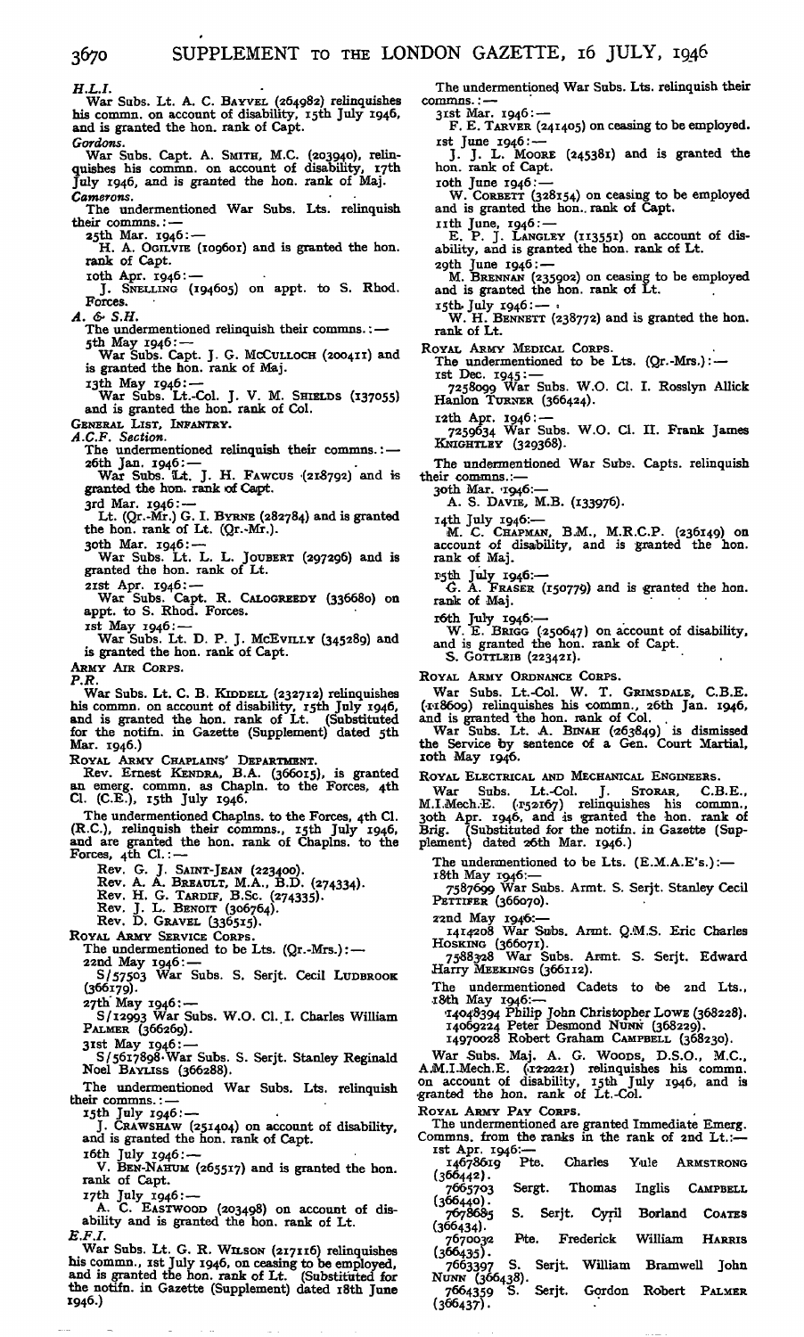*H.L.I.*

War Subs. Lt. A. C. Bayvel (264982) relinquishes his commn. on account of disability, 15th July 1946, and is granted the hon. rank of Capt.

*Gordons.*

War Subs. Capt. A. Smith, M.C. (203940), relinquishes his commn. on account of disability, 17th July 1946, and is granted the hon. rank of Maj.

*Camerons.*

The undermentioned War Subs. Lts. relinquish their commns.:—

25th Mar. 1946:—
H. A. Ogilvie (109601) and is granted the hon. rank of Capt.

10th Apr. 1946:—
J. Snelling (194605) on appt. to S. Rhod. Forces.

*A. & S.H.*

The undermentioned relinquish their commns.:—

5th May 1946:—
War Subs. Capt. J. G. McCulloch (200411) and is granted the hon. rank of Maj.

13th May 1946:—
War Subs. Lt.-Col. J. V. M. Shields (137055) and is granted the hon. rank of Col.

General List, Infantry.

*A.C.F. Section.*

The undermentioned relinquish their commns.:—

26th Jan. 1946:—
War Subs. Lt. J. H. Fawcus (218792) and is granted the hon. rank of Capt.

3rd Mar. 1946:—
Lt. (Qr.-Mr.) G. I. Byrne (282784) and is granted the hon. rank of Lt. (Qr.-Mr.).

30th Mar. 1946:—
War Subs. Lt. L. L. Joubert (297296) and is granted the hon. rank of Lt.

21st Apr. 1946:—
War Subs. Capt. R. Calogreedy (336680) on appt. to S. Rhod. Forces.

1st May 1946:—
War Subs. Lt. D. P. J. McEvilly (345289) and is granted the hon. rank of Capt.

Army Air Corps.

*P.R.*

War Subs. Lt. C. B. Kiddell (232712) relinquishes his commn. on account of disability, 15th July 1946, and is granted the hon. rank of Lt. (Substituted for the notifn. in Gazette (Supplement) dated 5th Mar. 1946.)

Royal Army Chaplains' Department.

Rev. Ernest Kendra, B.A. (366015), is granted an emerg. commn. as Chapln. to the Forces, 4th Cl. (C.E.), 15th July 1946.

The undermentioned Chaplns. to the Forces, 4th Cl. (R.C.), relinquish their commns., 15th July 1946, and are granted the hon. rank of Chaplns. to the Forces, 4th Cl.:—

Rev. G. J. Saint-Jean (223400).
Rev. A. A. Breault, M.A., B.D. (274334).
Rev. H. G. Tardif, B.Sc. (274335).
Rev. J. L. Benoit (306764).
Rev. D. Gravel (336515).

Royal Army Service Corps.

The undermentioned to be Lts. (Qr.-Mrs.):—

22nd May 1946:—
S/57503 War Subs. S. Serjt. Cecil Ludbrook (366179).

27th May 1946:—
S/12993 War Subs. W.O. Cl. I. Charles William Palmer (366269).

31st May 1946:—
S/5617898 War Subs. S. Serjt. Stanley Reginald Noel Bayliss (366288).

The undermentioned War Subs. Lts. relinquish their commns.:—

15th July 1946:—
J. Crawshaw (251404) on account of disability, and is granted the hon. rank of Capt.

16th July 1946:—
V. Ben-Nahum (265517) and is granted the hon. rank of Capt.

17th July 1946:—
A. C. Eastwood (203498) on account of disability and is granted the hon. rank of Lt.

*E.F.I.*

War Subs. Lt. G. R. Wilson (217116) relinquishes his commn., 1st July 1946, on ceasing to be employed, and is granted the hon. rank of Lt. (Substituted for the notifn. in Gazette (Supplement) dated 18th June 1946.)

The undermentioned War Subs. Lts. relinquish their commns.:—

31st Mar. 1946:—
F. E. Tarver (241405) on ceasing to be employed.

1st June 1946:—
J. J. L. Moore (245381) and is granted the hon. rank of Capt.

10th June 1946:—
W. Corbett (328154) on ceasing to be employed and is granted the hon. rank of Capt.

11th June, 1946:—
E. P. J. Langley (113551) on account of disability, and is granted the hon. rank of Lt.

29th June 1946:—
M. Brennan (235902) on ceasing to be employed and is granted the hon. rank of Lt.

15th July 1946:—
W. H. Bennett (238772) and is granted the hon. rank of Lt.

Royal Army Medical Corps.

The undermentioned to be Lts. (Qr.-Mrs.):—

1st Dec. 1945:—
7258099 War Subs. W.O. Cl. I. Rosslyn Allick Hanlon Turner (366424).

12th Apr. 1946:—
7259634 War Subs. W.O. Cl. II. Frank James Knightley (329368).

The undermentioned War Subs. Capts. relinquish their commns.:—

30th Mar. 1946:—
A. S. Davie, M.B. (133976).

14th July 1946:—
M. C. Chapman, B.M., M.R.C.P. (236149) on account of disability, and is granted the hon. rank of Maj.

15th July 1946:—
G. A. Fraser (150779) and is granted the hon. rank of Maj.

16th July 1946:—
W. E. Brigg (250647) on account of disability, and is granted the hon. rank of Capt.
S. Gottlieb (223421).

Royal Army Ordnance Corps.

War Subs. Lt.-Col. W. T. Grimsdale, C.B.E. (118609) relinquishes his commn., 26th Jan. 1946, and is granted the hon. rank of Col.

War Subs. Lt. A. Binah (263849) is dismissed the Service by sentence of a Gen. Court Martial, 10th May 1946.

Royal Electrical and Mechanical Engineers.

War Subs. Lt.-Col. J. Storar, C.B.E., M.I.Mech.E. (152167) relinquishes his commn., 30th Apr. 1946, and is granted the hon. rank of Brig. (Substituted for the notifn. in Gazette (Supplement) dated 26th Mar. 1946.)

The undermentioned to be Lts. (E.M.A.E's.):—

18th May 1946:—
7587699 War Subs. Armt. S. Serjt. Stanley Cecil Pettifer (366070).

22nd May 1946:—
1414208 War Subs. Armt. Q.M.S. Eric Charles Hosking (366071).
7588328 War Subs. Armt. S. Serjt. Edward Harry Meekings (366112).

The undermentioned Cadets to be 2nd Lts., 18th May 1946:—
14048394 Philip John Christopher Lowe (368228).
14069224 Peter Desmond Nunn (368229).
14970028 Robert Graham Campbell (368230).

War Subs. Maj. A. G. Woods, D.S.O., M.C., A.M.I.Mech.E. (122221) relinquishes his commn. on account of disability, 15th July 1946, and is granted the hon. rank of Lt.-Col.

Royal Army Pay Corps.

The undermentioned are granted Immediate Emerg. Commns. from the ranks in the rank of 2nd Lt.:—

1st Apr. 1946:—
14678619 Pte. Charles Yule Armstrong (366442).
7665703 Sergt. Thomas Inglis Campbell (366440).
7678685 S. Serjt. Cyril Borland Coates (366434).
7670032 Pte. Frederick William Harris (366435).
7663397 S. Serjt. William Bramwell John Nunn (366438).
7664359 S. Serjt. Gordon Robert Palmer (366437).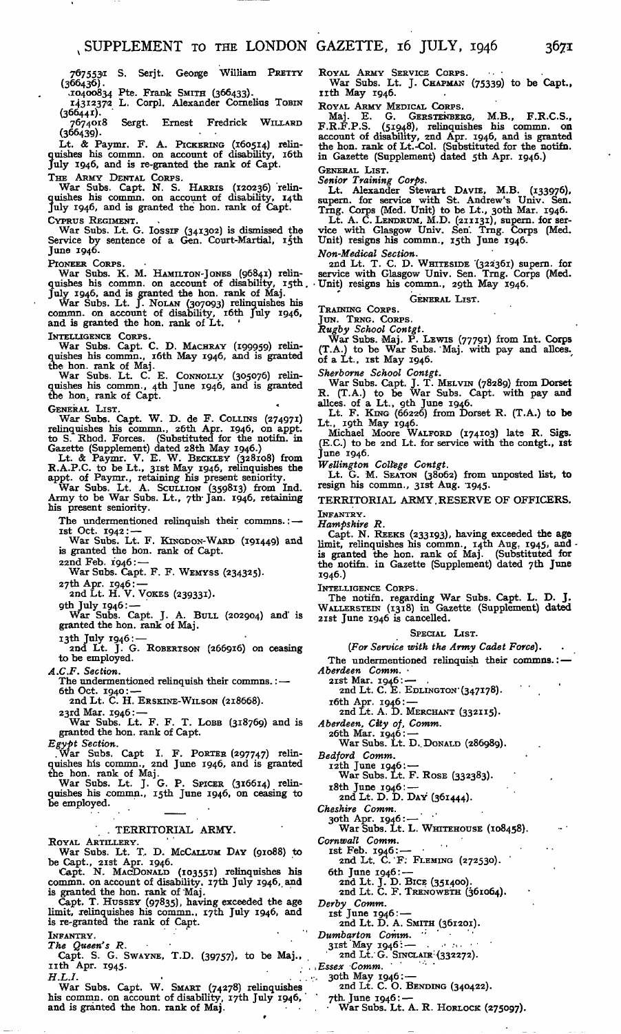7675531 S. Serjt. George William PRETTY (366436).

10400834 Pte. Frank SMITH (366433).

14312372 L. Corpl. Alexander Cornelius TOBIN (366441).

7674018 Sergt. Ernest Fredrick WILLARD (366439).

Lt. & Paymr. F. A. PICKERING (160514) relinquishes his commn. on account of disability, 16th July 1946, and is re-granted the rank of Capt.

THE ARMY DENTAL CORPS.

War Subs. Capt. N. S. HARRIS (120236) relinquishes his commn. on account of disability, 14th July 1946, and is granted the hon. rank of Capt.

CYPRUS REGIMENT.

War Subs. Lt. G. IOSSIF (341302) is dismissed the Service by sentence of a Gen. Court-Martial, 15th June 1946.

PIONEER CORPS.

War Subs. K. M. HAMILTON-JONES (96841) relinquishes his commn. on account of disability, 15th July 1946, and is granted the hon. rank of Maj.

War Subs. Lt. J. NOLAN (307093) relinquishes his commn. on account of disability, 16th July 1946, and is granted the hon. rank of Lt.

INTELLIGENCE CORPS.

War Subs. Capt. C. D. MACHRAY (199959) relinquishes his commn., 16th May 1946, and is granted the hon. rank of Maj.

War Subs. Lt. C. E. CONNOLLY (305076) relinquishes his commn., 4th June 1946, and is granted the hon. rank of Capt.

GENERAL LIST.

War Subs. Capt. W. D. de F. COLLINS (274971) relinquishes his commn., 26th Apr. 1946, on appt. to S. Rhod. Forces. (Substituted for the notifn. in Gazette (Supplement) dated 28th May 1946.)

Lt. & Paymr. V. E. W. BECKLEY (328108) from R.A.P.C. to be Lt., 31st May 1946, relinquishes the appt. of Paymr., retaining his present seniority.

War Subs. Lt. A. SCULLION (359813) from Ind. Army to be War Subs. Lt., 7th Jan. 1946, retaining his present seniority.

The undermentioned relinquish their commns.:—

1st Oct. 1942:—

War Subs. Lt. F. KINGDON-WARD (191449) and is granted the hon. rank of Capt.

22nd Feb. 1946:—

War Subs. Capt. F. F. WEMYSS (234325).

27th Apr. 1946:—

2nd Lt. H. V. VOKES (239331).

9th July 1946:—

War Subs. Capt. J. A. BULL (202904) and is granted the hon. rank of Maj.

13th July 1946:—

2nd Lt. J. G. ROBERTSON (266916) on ceasing to be employed.

*A.C.F. Section.*

The undermentioned relinquish their commns.:—

6th Oct. 1940:—

2nd Lt. C. H. ERSKINE-WILSON (218668).

23rd Mar. 1946:—

War Subs. Lt. F. F. T. LOBB (318769) and is granted the hon. rank of Capt.

*Egypt Section.*

War Subs. Capt I. F. PORTER (297747) relinquishes his commn., 2nd June 1946, and is granted the hon. rank of Maj.

War Subs. Lt. J. G. P. SPICER (316614) relinquishes his commn., 15th June 1946, on ceasing to be employed.

## TERRITORIAL ARMY.

ROYAL ARTILLERY.

War Subs. Lt. T. D. MCCALLUM DAY (91088) to be Capt., 21st Apr. 1946.

Capt. N. MACDONALD (103551) relinquishes his commn. on account of disability, 17th July 1946, and is granted the hon. rank of Maj.

Capt. T. HUSSEY (97835), having exceeded the age limit, relinquishes his commn., 17th July 1946, and is re-granted the rank of Capt.

INFANTRY.

*The Queen's R.*

Capt. S. G. SWAYNE, T.D. (39757), to be Maj., 11th Apr. 1945.

*H.L.I.*

War Subs. Capt. W. SMART (74278) relinquishes his commn. on account of disability, 17th July 1946, and is granted the hon. rank of Maj.

ROYAL ARMY SERVICE CORPS.

War Subs. Lt. J. CHAPMAN (75339) to be Capt., 11th May 1946.

ROYAL ARMY MEDICAL CORPS.

Maj. E. G. GERSTENBERG, M.B., F.R.C.S., F.R.F.P.S. (51948), relinquishes his commn. on account of disability, 2nd Apr. 1946, and is granted the hon. rank of Lt.-Col. (Substituted for the notifn. in Gazette (Supplement) dated 5th Apr. 1946.)

GENERAL LIST.

*Senior Training Corps.*

Lt. Alexander Stewart DAVIE, M.B. (133976), supern. for service with St. Andrew's Univ. Sen. Trng. Corps (Med. Unit) to be Lt., 30th Mar. 1946.

Lt. A. C. LENDRUM, M.D. (211131), supern. for service with Glasgow Univ. Sen. Trng. Corps (Med. Unit) resigns his commn., 15th June 1946.

*Non-Medical Section.*

2nd Lt. T. C. D. WHITESIDE (322361) supern. for service with Glasgow Univ. Sen. Trng. Corps (Med. Unit) resigns his commn., 29th May 1946.

GENERAL LIST.

TRAINING CORPS.

JUN. TRNG. CORPS.

*Rugby School Contgt.*

War Subs. Maj. P. LEWIS (77791) from Int. Corps (T.A.) to be War Subs. Maj. with pay and allces. of a Lt., 1st May 1946.

*Sherborne School Contgt.*

War Subs. Capt. J. T. MELVIN (78289) from Dorset R. (T.A.) to be War Subs. Capt. with pay and allces. of a Lt., 9th June 1946.

Lt. F. KING (66226) from Dorset R. (T.A.) to be Lt., 19th May 1946.

Michael Moore WALFORD (174103) late R. Sigs. (E.C.) to be 2nd Lt. for service with the contgt., 1st June 1946.

*Wellington College Contgt.*

Lt. G. M. SEATON (38062) from unposted list, to resign his commn., 31st Aug. 1945.

## TERRITORIAL ARMY RESERVE OF OFFICERS.

INFANTRY.

*Hampshire R.*

Capt. N. REEKS (233193), having exceeded the age limit, relinquishes his commn., 14th Aug. 1945, and is granted the hon. rank of Maj. (Substituted for the notifn. in Gazette (Supplement) dated 7th June 1946.)

INTELLIGENCE CORPS.

The notifn. regarding War Subs. Capt. L. D. J. WALLERSTEIN (1318) in Gazette (Supplement) dated 21st June 1946 is cancelled.

SPECIAL LIST.

*(For Service with the Army Cadet Force).*

The undermentioned relinquish their commns.:—

*Aberdeen Comm.*

21st Mar. 1946:—

2nd Lt. C. E. EDLINGTON (347178).

16th Apr. 1946:—

2nd Lt. A. D. MERCHANT (332115).

*Aberdeen, City of, Comm.*

26th Mar. 1946:—

War Subs. Lt. D. DONALD (286989).

*Bedford Comm.*

12th June 1946:—

War Subs. Lt. F. ROSE (332383).

18th June 1946:—

2nd Lt. D. D. DAY (361444).

*Cheshire Comm.*

30th Apr. 1946:—

War Subs. Lt. L. WHITEHOUSE (108458).

*Cornwall Comm.*

1st Feb. 1946:—

2nd Lt. C. F. FLEMING (272530).

6th June 1946:—

2nd Lt. J. D. BICE (351400).

2nd Lt. C. F. TRENOWETH (361064).

*Derby Comm.*

1st June 1946:—

2nd Lt. D. A. SMITH (361201).

*Dumbarton Comm.*

31st May 1946:—

2nd Lt. G. SINCLAIR (332272).

*Essex Comm.*

30th May 1946:—

2nd Lt. C. O. BENDING (340422).

7th June 1946:—

War Subs. Lt. A. R. HORLOCK (275097).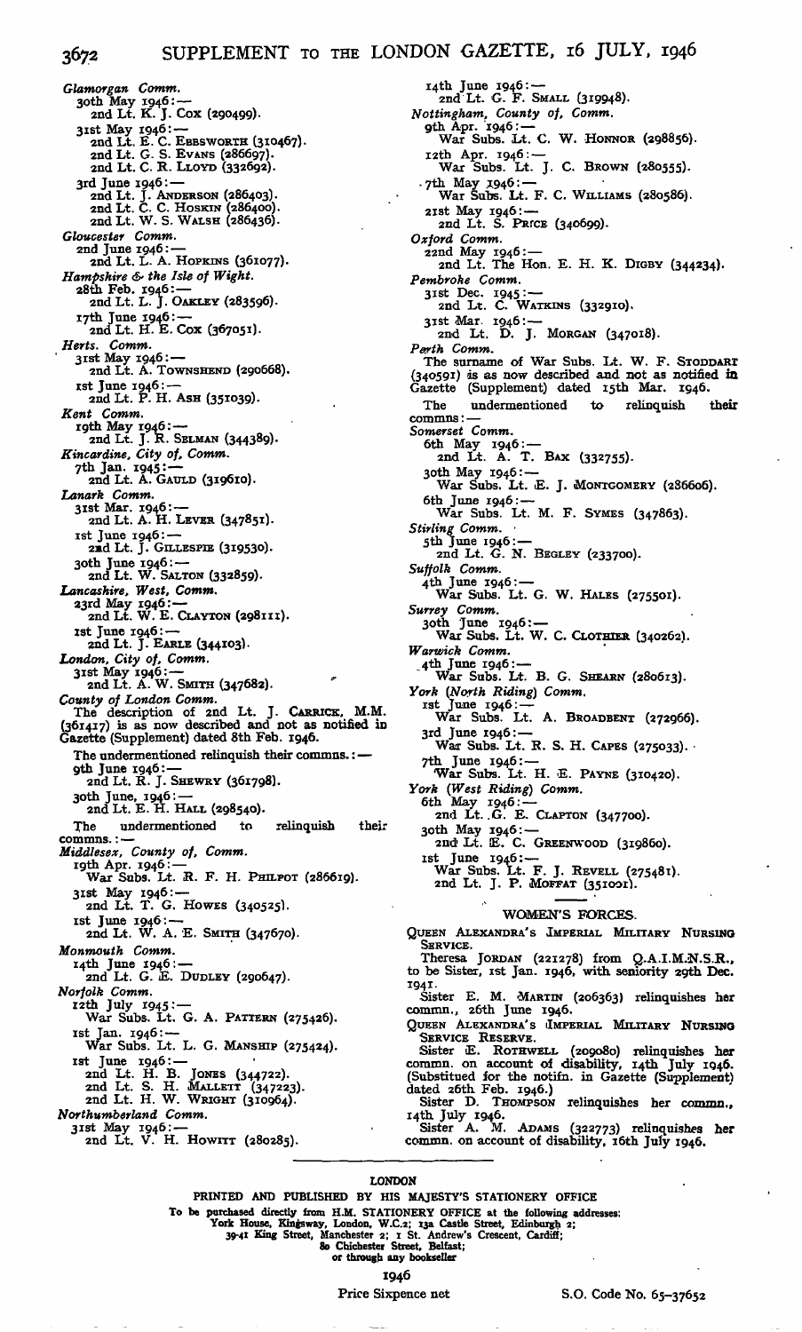*Glamorgan Comm.*
30th May 1946:—
2nd Lt. K. J. Cox (290499).
31st May 1946:—
2nd Lt. E. C. Ebbsworth (310467).
2nd Lt. G. S. Evans (286697).
2nd Lt. C. R. Lloyd (332692).
3rd June 1946:—
2nd Lt. J. Anderson (286403).
2nd Lt. C. C. Hoskin (286400).
2nd Lt. W. S. Walsh (286436).

*Gloucester Comm.*
2nd June 1946:—
2nd Lt. L. A. Hopkins (361077).

*Hampshire & the Isle of Wight.*
28th Feb. 1946:—
2nd Lt. L. J. Oakley (283596).
17th June 1946:—
2nd Lt. H. E. Cox (367051).

*Herts. Comm.*
31st May 1946:—
2nd Lt. A. Townshend (290668).
1st June 1946:—
2nd Lt. P. H. Ash (351039).

*Kent Comm.*
19th May 1946:—
2nd Lt. J. R. Selman (344389).

*Kincardine, City of, Comm.*
7th Jan. 1945:—
2nd Lt. A. Gauld (319610).

*Lanark Comm.*
31st Mar. 1946:—
2nd Lt. A. H. Lever (347851).
1st June 1946:—
2nd Lt. J. Gillespie (319530).
30th June 1946:—
2nd Lt. W. Salton (332859).

*Lancashire, West, Comm.*
23rd May 1946:—
2nd Lt. W. E. Clayton (298111).
1st June 1946:—
2nd Lt. J. Earle (344103).

*London, City of, Comm.*
31st May 1946:—
2nd Lt. A. W. Smith (347682).

*County of London Comm.*
The description of 2nd Lt. J. Carrick, M.M. (361417) is as now described and not as notified in Gazette (Supplement) dated 8th Feb. 1946.

The undermentioned relinquish their commns.:—
9th June 1946:—
2nd Lt. R. J. Shewry (361798).
30th June, 1946:—
2nd Lt. E. H. Hall (298540).

The undermentioned to relinquish their commns.:—

*Middlesex, County of, Comm.*
19th Apr. 1946:—
War Subs. Lt. R. F. H. Philpot (286619).
31st May 1946:—
2nd Lt. T. G. Howes (340525).
1st June 1946:—
2nd Lt. W. A. E. Smith (347670).

*Monmouth Comm.*
14th June 1946:—
2nd Lt. G. E. Dudley (290647).

*Norfolk Comm.*
12th July 1945:—
War Subs. Lt. G. A. Pattern (275426).
1st Jan. 1946:—
War Subs. Lt. L. G. Manship (275424).
1st June 1946:—
2nd Lt. H. B. Jones (344722).
2nd Lt. S. H. Mallett (347223).
2nd Lt. H. W. Wright (310964).

*Northumberland Comm.*
31st May 1946:—
2nd Lt. V. H. Howitt (280285).
14th June 1946:—
2nd Lt. G. F. Small (319948).

*Nottingham, County of, Comm.*
9th Apr. 1946:—
War Subs. Lt. C. W. Honnor (298856).
12th Apr. 1946:—
War Subs. Lt. J. C. Brown (280555).
7th May 1946:—
War Subs. Lt. F. C. Williams (280586).
21st May 1946:—
2nd Lt. S. Price (340699).

*Oxford Comm.*
22nd May 1946:—
2nd Lt. The Hon. E. H. K. Digby (344234).

*Pembroke Comm.*
31st Dec. 1945:—
2nd Lt. C. Watkins (332910).
31st Mar. 1946:—
2nd Lt. D. J. Morgan (347018).

*Perth Comm.*
The surname of War Subs. Lt. W. F. Stoddart (340591) is as now described and not as notified in Gazette (Supplement) dated 15th Mar. 1946.

The undermentioned to relinquish their commns:—

*Somerset Comm.*
6th May 1946:—
2nd Lt. A. T. Bax (332755).
30th May 1946:—
War Subs. Lt. E. J. Montgomery (286606).
6th June 1946:—
War Subs. Lt. M. F. Symes (347863).

*Stirling Comm.*
5th June 1946:—
2nd Lt. G. N. Begley (233700).

*Suffolk Comm.*
4th June 1946:—
War Subs. Lt. G. W. Hales (275501).

*Surrey Comm.*
30th June 1946:—
War Subs. Lt. W. C. Clothier (340262).

*Warwick Comm.*
4th June 1946:—
War Subs. Lt. B. G. Shearn (280613).

*York (North Riding) Comm.*
1st June 1946:—
War Subs. Lt. A. Broadbent (272966).
3rd June 1946:—
War Subs. Lt. R. S. H. Capes (275033).
7th June 1946:—
War Subs. Lt. H. E. Payne (310420).

*York (West Riding) Comm.*
6th May 1946:—
2nd Lt. G. E. Clapton (347700).
30th May 1946:—
2nd Lt. E. C. Greenwood (319860).
1st June 1946:—
War Subs. Lt. F. J. Revell (275481).
2nd Lt. J. P. Moffat (351001).

## WOMEN'S FORCES.

Queen Alexandra's Imperial Military Nursing Service.

Theresa Jordan (221278) from Q.A.I.M.N.S.R., to be Sister, 1st Jan. 1946, with seniority 29th Dec. 1941.

Sister E. M. Martin (206363) relinquishes her commn., 26th June 1946.

Queen Alexandra's Imperial Military Nursing Service Reserve.

Sister E. Rothwell (209080) relinquishes her commn. on account of disability, 14th July 1946. (Substituted for the notifn. in Gazette (Supplement) dated 26th Feb. 1946.)

Sister D. Thompson relinquishes her commn., 14th July 1946.

Sister A. M. Adams (322773) relinquishes her commn. on account of disability, 16th July 1946.

---

LONDON

PRINTED AND PUBLISHED BY HIS MAJESTY'S STATIONERY OFFICE

To be purchased directly from H.M. STATIONERY OFFICE at the following addresses:
York House, Kingsway, London, W.C.2; 13a Castle Street, Edinburgh 2;
39-41 King Street, Manchester 2; 1 St. Andrew's Crescent, Cardiff;
80 Chichester Street, Belfast;
or through any bookseller

1946

Price Sixpence net

S.O. Code No. 65-37652